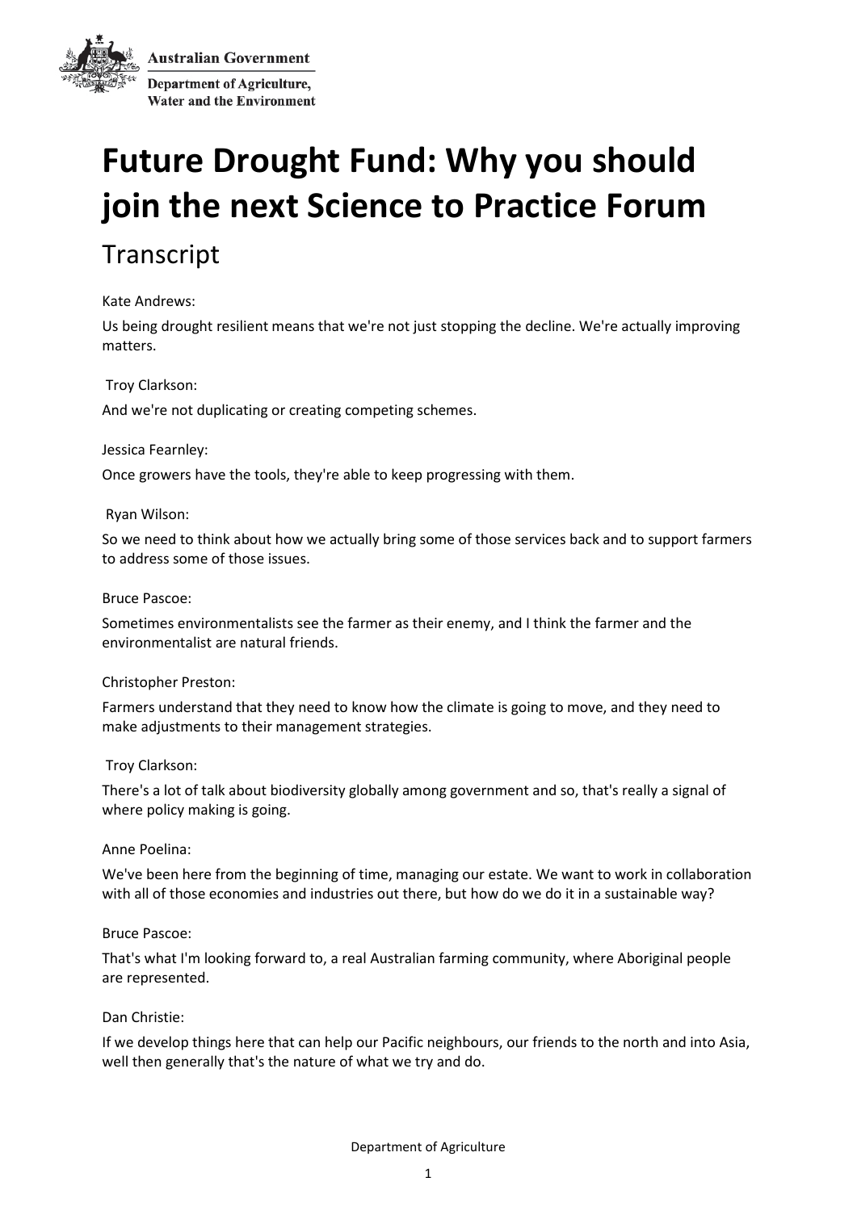Australian Government

Department of Agriculture, Water and the Environment

# Future Drought Fund: Why you should join the next Science to Practice Forum

## Transcript

Kate Andrews:

Us being drought resilient means that we're not just stopping the decline. We're actually improving matters.

Troy Clarkson:

And we're not duplicating or creating competing schemes.

Jessica Fearnley:

Once growers have the tools, they're able to keep progressing with them.

Ryan Wilson:

So we need to think about how we actually bring some of those services back and to support farmers to address some of those issues.

Bruce Pascoe:

Sometimes environmentalists see the farmer as their enemy, and I think the farmer and the environmentalist are natural friends.

Christopher Preston:

Farmers understand that they need to know how the climate is going to move, and they need to make adjustments to their management strategies.

Troy Clarkson:

There's a lot of talk about biodiversity globally among government and so, that's really a signal of where policy making is going.

Anne Poelina:

We've been here from the beginning of time, managing our estate. We want to work in collaboration with all of those economies and industries out there, but how do we do it in a sustainable way?

Bruce Pascoe:

That's what I'm looking forward to, a real Australian farming community, where Aboriginal people are represented.

Dan Christie:

If we develop things here that can help our Pacific neighbours, our friends to the north and into Asia, well then generally that's the nature of what we try and do.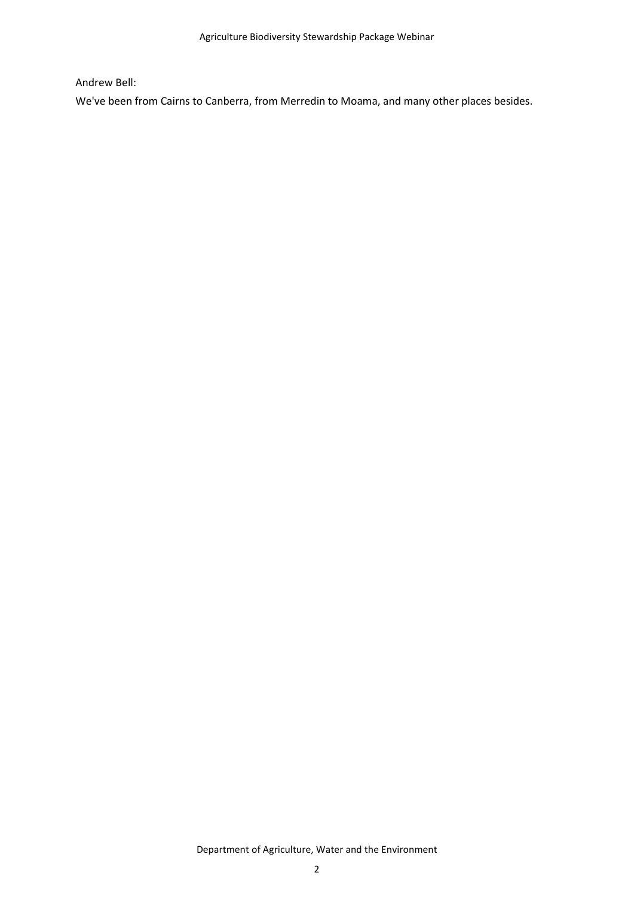Andrew Bell:

We've been from Cairns to Canberra, from Merredin to Moama, and many other places besides.